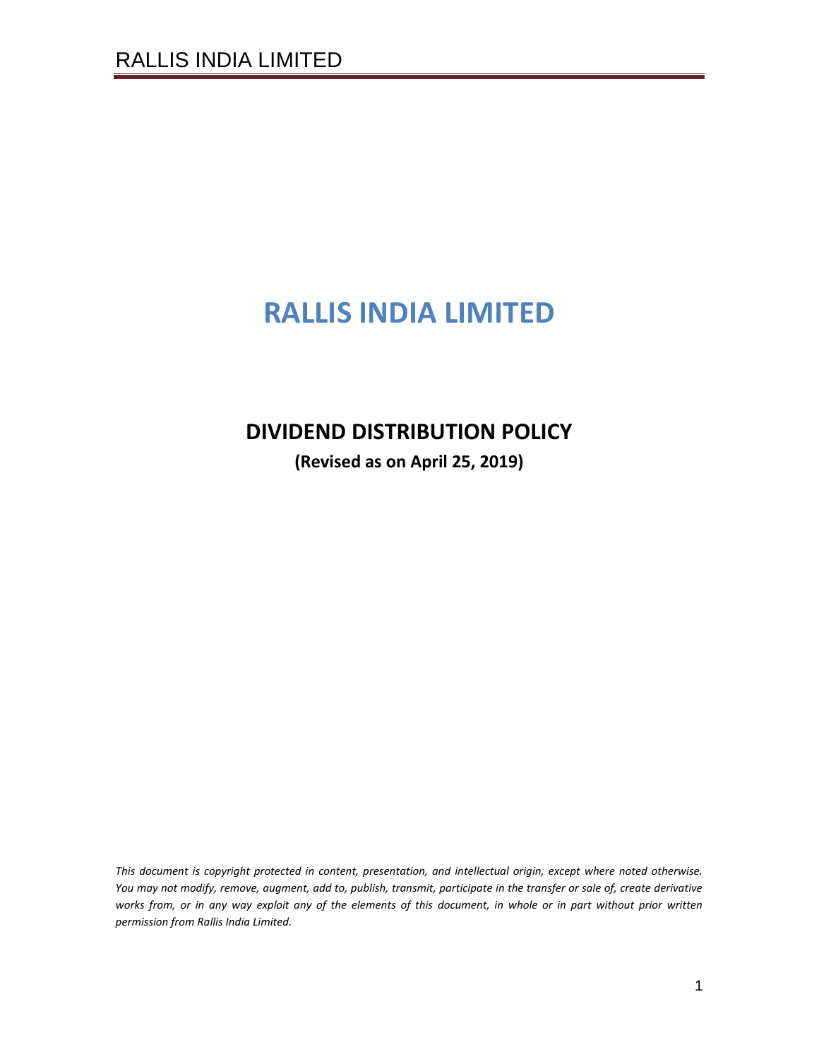# RALLIS INDIA LIMITED

## DIVIDEND DISTRIBUTION POLICY

**(Revised as on April 25, 2019)**

*This document is copyright protected in content, presentation, and intellectual origin, except where noted otherwise. You may not modify, remove, augment, add to, publish, transmit, participate in the transfer or sale of, create derivative works from, or in any way exploit any of the elements of this document, in whole or in part without prior written permission from Rallis India Limited.*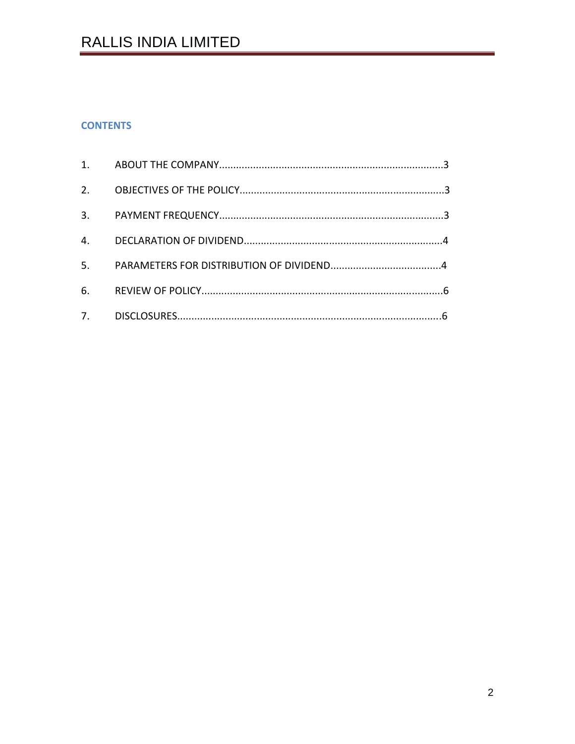## CONTENTS

1. ABOUT THE COMPANY..............................................................................3
2. OBJECTIVES OF THE POLICY.......................................................................3
3. PAYMENT FREQUENCY..............................................................................3
4. DECLARATION OF DIVIDEND.....................................................................4
5. PARAMETERS FOR DISTRIBUTION OF DIVIDEND.......................................4
6. REVIEW OF POLICY...................................................................................6
7. DISCLOSURES...........................................................................................6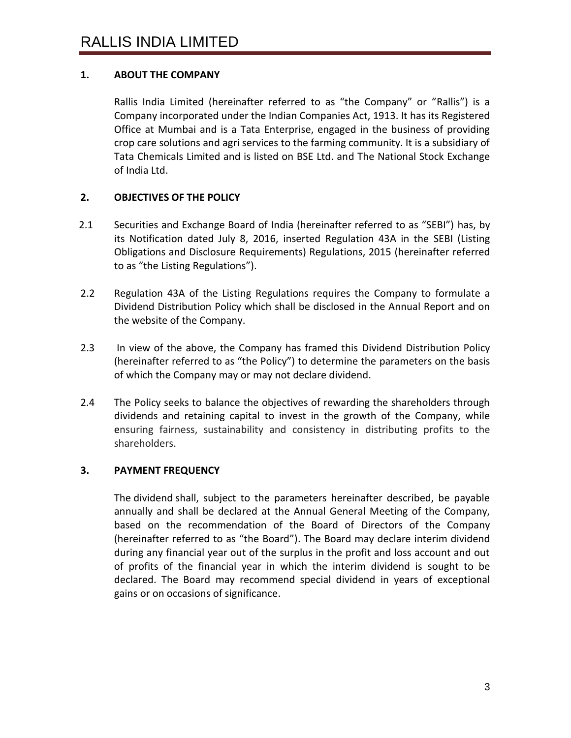## 1. ABOUT THE COMPANY

Rallis India Limited (hereinafter referred to as "the Company" or "Rallis") is a Company incorporated under the Indian Companies Act, 1913. It has its Registered Office at Mumbai and is a Tata Enterprise, engaged in the business of providing crop care solutions and agri services to the farming community. It is a subsidiary of Tata Chemicals Limited and is listed on BSE Ltd. and The National Stock Exchange of India Ltd.

## 2. OBJECTIVES OF THE POLICY

2.1 Securities and Exchange Board of India (hereinafter referred to as "SEBI") has, by its Notification dated July 8, 2016, inserted Regulation 43A in the SEBI (Listing Obligations and Disclosure Requirements) Regulations, 2015 (hereinafter referred to as "the Listing Regulations").

2.2 Regulation 43A of the Listing Regulations requires the Company to formulate a Dividend Distribution Policy which shall be disclosed in the Annual Report and on the website of the Company.

2.3 In view of the above, the Company has framed this Dividend Distribution Policy (hereinafter referred to as "the Policy") to determine the parameters on the basis of which the Company may or may not declare dividend.

2.4 The Policy seeks to balance the objectives of rewarding the shareholders through dividends and retaining capital to invest in the growth of the Company, while ensuring fairness, sustainability and consistency in distributing profits to the shareholders.

## 3. PAYMENT FREQUENCY

The dividend shall, subject to the parameters hereinafter described, be payable annually and shall be declared at the Annual General Meeting of the Company, based on the recommendation of the Board of Directors of the Company (hereinafter referred to as "the Board"). The Board may declare interim dividend during any financial year out of the surplus in the profit and loss account and out of profits of the financial year in which the interim dividend is sought to be declared. The Board may recommend special dividend in years of exceptional gains or on occasions of significance.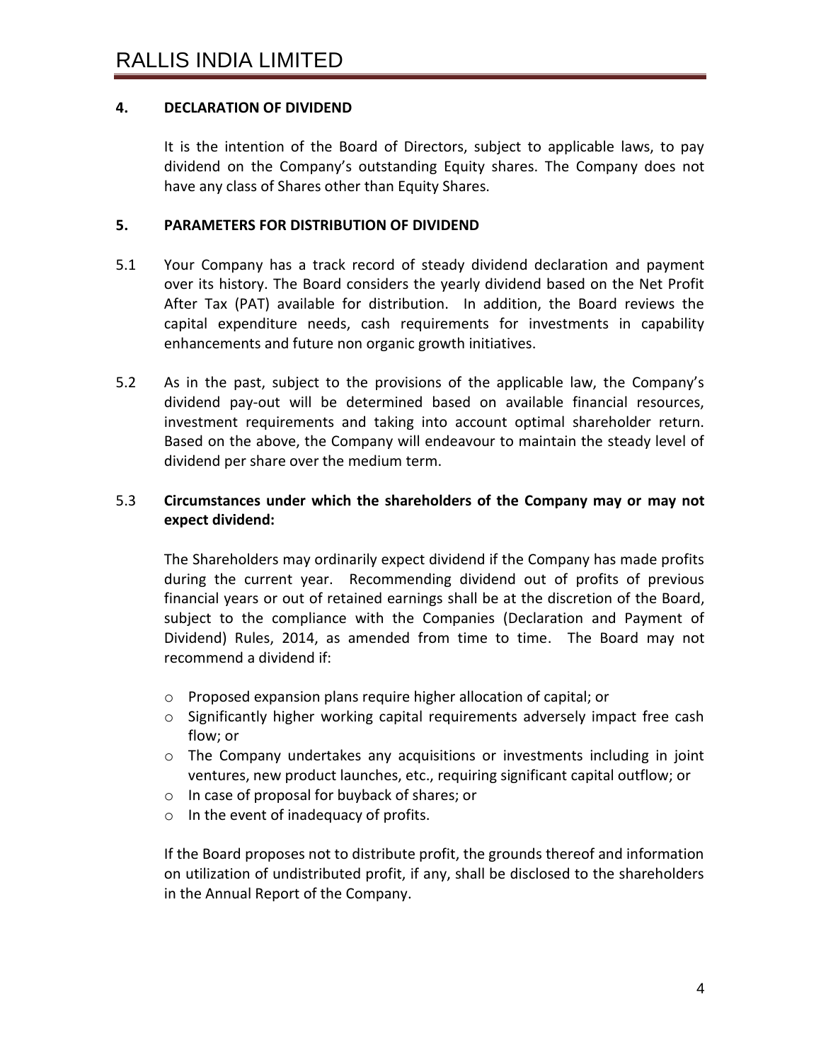## 4. DECLARATION OF DIVIDEND

It is the intention of the Board of Directors, subject to applicable laws, to pay dividend on the Company's outstanding Equity shares. The Company does not have any class of Shares other than Equity Shares.

## 5. PARAMETERS FOR DISTRIBUTION OF DIVIDEND

5.1 Your Company has a track record of steady dividend declaration and payment over its history. The Board considers the yearly dividend based on the Net Profit After Tax (PAT) available for distribution. In addition, the Board reviews the capital expenditure needs, cash requirements for investments in capability enhancements and future non organic growth initiatives.

5.2 As in the past, subject to the provisions of the applicable law, the Company's dividend pay-out will be determined based on available financial resources, investment requirements and taking into account optimal shareholder return. Based on the above, the Company will endeavour to maintain the steady level of dividend per share over the medium term.

5.3 **Circumstances under which the shareholders of the Company may or may not expect dividend:**

The Shareholders may ordinarily expect dividend if the Company has made profits during the current year. Recommending dividend out of profits of previous financial years or out of retained earnings shall be at the discretion of the Board, subject to the compliance with the Companies (Declaration and Payment of Dividend) Rules, 2014, as amended from time to time. The Board may not recommend a dividend if:

- Proposed expansion plans require higher allocation of capital; or
- Significantly higher working capital requirements adversely impact free cash flow; or
- The Company undertakes any acquisitions or investments including in joint ventures, new product launches, etc., requiring significant capital outflow; or
- In case of proposal for buyback of shares; or
- In the event of inadequacy of profits.

If the Board proposes not to distribute profit, the grounds thereof and information on utilization of undistributed profit, if any, shall be disclosed to the shareholders in the Annual Report of the Company.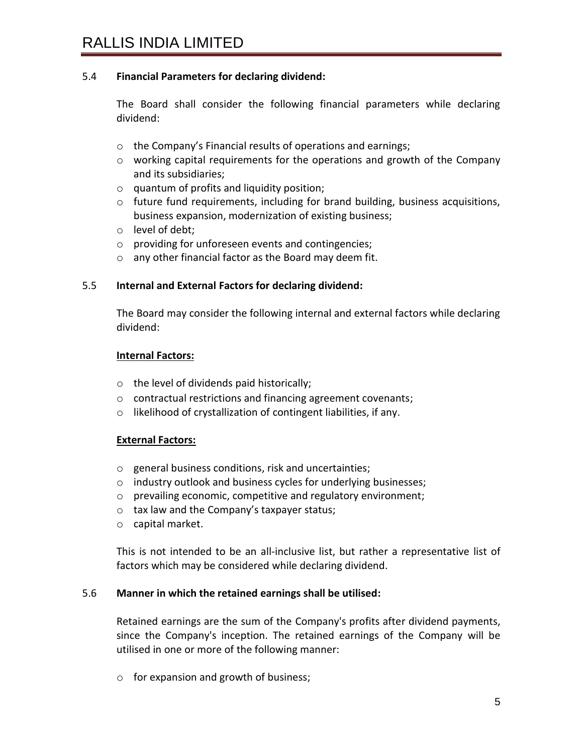### 5.4 **Financial Parameters for declaring dividend:**

The Board shall consider the following financial parameters while declaring dividend:

- the Company's Financial results of operations and earnings;
- working capital requirements for the operations and growth of the Company and its subsidiaries;
- quantum of profits and liquidity position;
- future fund requirements, including for brand building, business acquisitions, business expansion, modernization of existing business;
- level of debt;
- providing for unforeseen events and contingencies;
- any other financial factor as the Board may deem fit.

### 5.5 **Internal and External Factors for declaring dividend:**

The Board may consider the following internal and external factors while declaring dividend:

**Internal Factors:**

- the level of dividends paid historically;
- contractual restrictions and financing agreement covenants;
- likelihood of crystallization of contingent liabilities, if any.

**External Factors:**

- general business conditions, risk and uncertainties;
- industry outlook and business cycles for underlying businesses;
- prevailing economic, competitive and regulatory environment;
- tax law and the Company's taxpayer status;
- capital market.

This is not intended to be an all-inclusive list, but rather a representative list of factors which may be considered while declaring dividend.

### 5.6 **Manner in which the retained earnings shall be utilised:**

Retained earnings are the sum of the Company's profits after dividend payments, since the Company's inception. The retained earnings of the Company will be utilised in one or more of the following manner:

- for expansion and growth of business;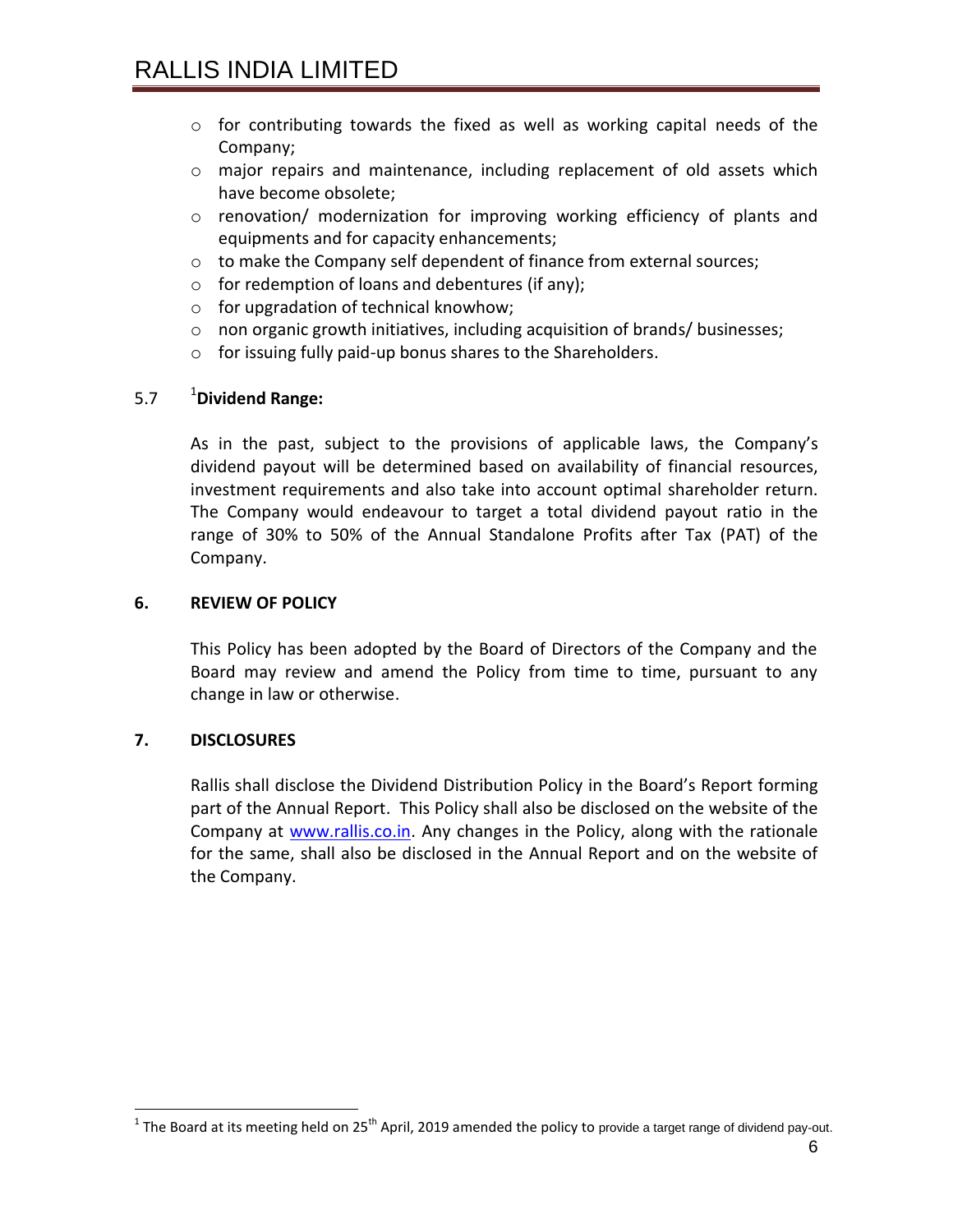- for contributing towards the fixed as well as working capital needs of the Company;
- major repairs and maintenance, including replacement of old assets which have become obsolete;
- renovation/ modernization for improving working efficiency of plants and equipments and for capacity enhancements;
- to make the Company self dependent of finance from external sources;
- for redemption of loans and debentures (if any);
- for upgradation of technical knowhow;
- non organic growth initiatives, including acquisition of brands/ businesses;
- for issuing fully paid-up bonus shares to the Shareholders.

5.7 [1]**Dividend Range:**

As in the past, subject to the provisions of applicable laws, the Company's dividend payout will be determined based on availability of financial resources, investment requirements and also take into account optimal shareholder return. The Company would endeavour to target a total dividend payout ratio in the range of 30% to 50% of the Annual Standalone Profits after Tax (PAT) of the Company.

## 6. REVIEW OF POLICY

This Policy has been adopted by the Board of Directors of the Company and the Board may review and amend the Policy from time to time, pursuant to any change in law or otherwise.

## 7. DISCLOSURES

Rallis shall disclose the Dividend Distribution Policy in the Board's Report forming part of the Annual Report. This Policy shall also be disclosed on the website of the Company at www.rallis.co.in. Any changes in the Policy, along with the rationale for the same, shall also be disclosed in the Annual Report and on the website of the Company.

[1] The Board at its meeting held on 25th April, 2019 amended the policy to provide a target range of dividend pay-out.